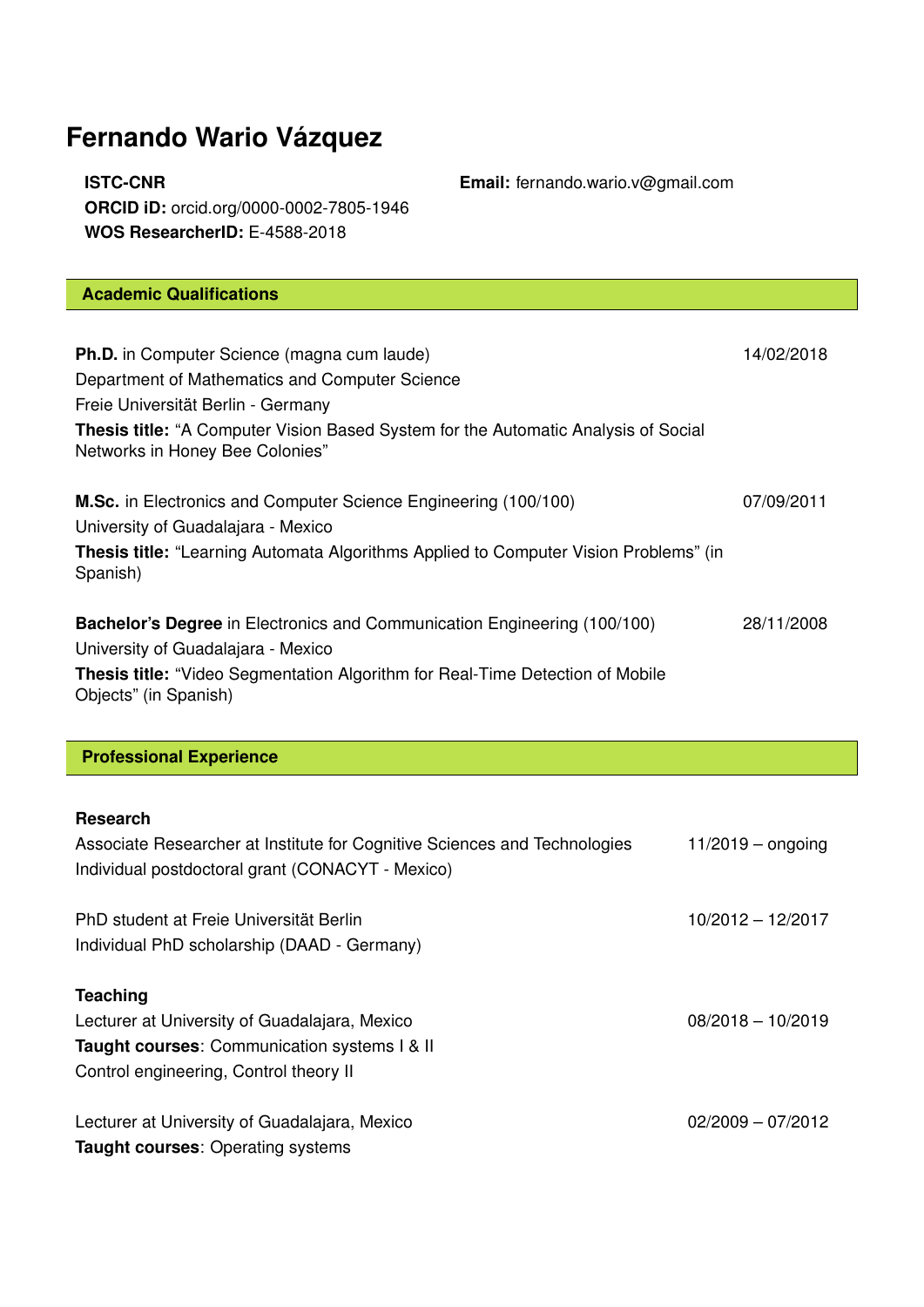# Fernando Wario Vázquez

**ISTC-CNR**
**ORCID iD:** orcid.org/0000-0002-7805-1946
**WOS ResearcherID:** E-4588-2018

**Email:** fernando.wario.v@gmail.com

## Academic Qualifications

**Ph.D.** in Computer Science (magna cum laude) — 14/02/2018
Department of Mathematics and Computer Science
Freie Universität Berlin - Germany
**Thesis title:** "A Computer Vision Based System for the Automatic Analysis of Social Networks in Honey Bee Colonies"

**M.Sc.** in Electronics and Computer Science Engineering (100/100) — 07/09/2011
University of Guadalajara - Mexico
**Thesis title:** "Learning Automata Algorithms Applied to Computer Vision Problems" (in Spanish)

**Bachelor's Degree** in Electronics and Communication Engineering (100/100) — 28/11/2008
University of Guadalajara - Mexico
**Thesis title:** "Video Segmentation Algorithm for Real-Time Detection of Mobile Objects" (in Spanish)

## Professional Experience

### Research

Associate Researcher at Institute for Cognitive Sciences and Technologies — 11/2019 – ongoing
Individual postdoctoral grant (CONACYT - Mexico)

PhD student at Freie Universität Berlin — 10/2012 – 12/2017
Individual PhD scholarship (DAAD - Germany)

### Teaching

Lecturer at University of Guadalajara, Mexico — 08/2018 – 10/2019
**Taught courses**: Communication systems I & II
Control engineering, Control theory II

Lecturer at University of Guadalajara, Mexico — 02/2009 – 07/2012
**Taught courses**: Operating systems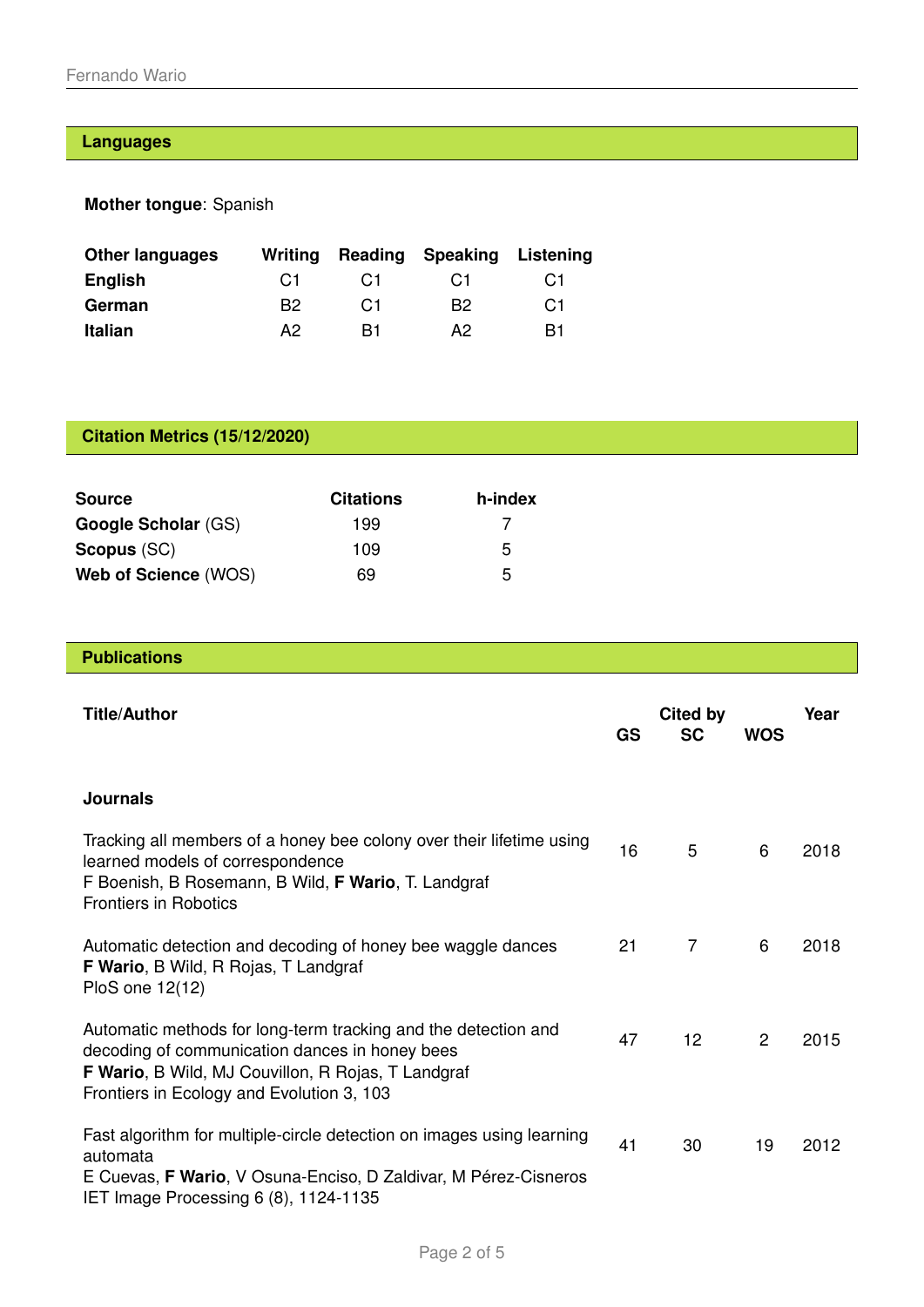## Languages

**Mother tongue**: Spanish

| **Other languages** | **Writing** | **Reading** | **Speaking** | **Listening** |
|---|---|---|---|---|
| **English** | C1 | C1 | C1 | C1 |
| **German** | B2 | C1 | B2 | C1 |
| **Italian** | A2 | B1 | A2 | B1 |

## Citation Metrics (15/12/2020)

| **Source** | **Citations** | **h-index** |
|---|---|---|
| **Google Scholar** (GS) | 199 | 7 |
| **Scopus** (SC) | 109 | 5 |
| **Web of Science** (WOS) | 69 | 5 |

## Publications

| **Title/Author** | Cited by | | | **Year** |
|---|---|---|---|---|
| | **GS** | **SC** | **WOS** | |
| **Journals** | | | | |
| Tracking all members of a honey bee colony over their lifetime using learned models of correspondence<br>F Boenish, B Rosemann, B Wild, **F Wario**, T. Landgraf<br>Frontiers in Robotics | 16 | 5 | 6 | 2018 |
| Automatic detection and decoding of honey bee waggle dances<br>**F Wario**, B Wild, R Rojas, T Landgraf<br>PloS one 12(12) | 21 | 7 | 6 | 2018 |
| Automatic methods for long-term tracking and the detection and decoding of communication dances in honey bees<br>**F Wario**, B Wild, MJ Couvillon, R Rojas, T Landgraf<br>Frontiers in Ecology and Evolution 3, 103 | 47 | 12 | 2 | 2015 |
| Fast algorithm for multiple-circle detection on images using learning automata<br>E Cuevas, **F Wario**, V Osuna-Enciso, D Zaldivar, M Pérez-Cisneros<br>IET Image Processing 6 (8), 1124-1135 | 41 | 30 | 19 | 2012 |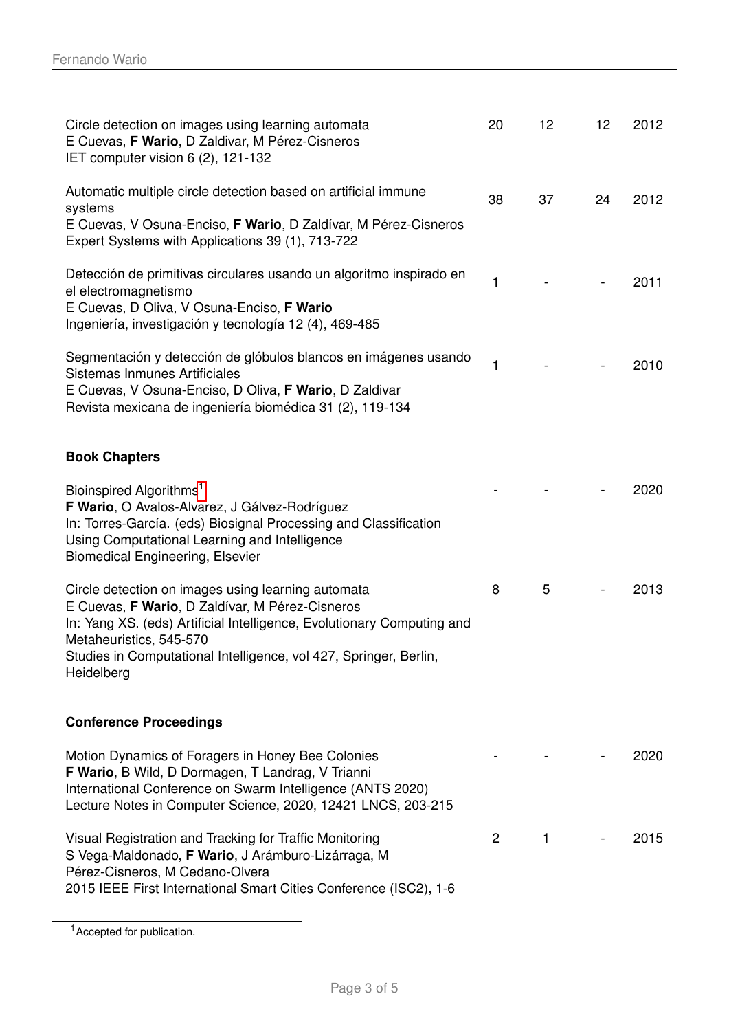| | | | | |
|---|---|---|---|---|
| Circle detection on images using learning automata<br>E Cuevas, **F Wario**, D Zaldivar, M Pérez-Cisneros<br>IET computer vision 6 (2), 121-132 | 20 | 12 | 12 | 2012 |
| Automatic multiple circle detection based on artificial immune systems<br>E Cuevas, V Osuna-Enciso, **F Wario**, D Zaldívar, M Pérez-Cisneros<br>Expert Systems with Applications 39 (1), 713-722 | 38 | 37 | 24 | 2012 |
| Detección de primitivas circulares usando un algoritmo inspirado en el electromagnetismo<br>E Cuevas, D Oliva, V Osuna-Enciso, **F Wario**<br>Ingeniería, investigación y tecnología 12 (4), 469-485 | 1 | - | - | 2011 |
| Segmentación y detección de glóbulos blancos en imágenes usando Sistemas Inmunes Artificiales<br>E Cuevas, V Osuna-Enciso, D Oliva, **F Wario**, D Zaldivar<br>Revista mexicana de ingeniería biomédica 31 (2), 119-134 | 1 | - | - | 2010 |

**Book Chapters**

| | | | | |
|---|---|---|---|---|
| Bioinspired Algorithms[1]<br>**F Wario**, O Avalos-Alvarez, J Gálvez-Rodríguez<br>In: Torres-García. (eds) Biosignal Processing and Classification Using Computational Learning and Intelligence<br>Biomedical Engineering, Elsevier | - | - | - | 2020 |
| Circle detection on images using learning automata<br>E Cuevas, **F Wario**, D Zaldívar, M Pérez-Cisneros<br>In: Yang XS. (eds) Artificial Intelligence, Evolutionary Computing and Metaheuristics, 545-570<br>Studies in Computational Intelligence, vol 427, Springer, Berlin, Heidelberg | 8 | 5 | - | 2013 |

**Conference Proceedings**

| | | | | |
|---|---|---|---|---|
| Motion Dynamics of Foragers in Honey Bee Colonies<br>**F Wario**, B Wild, D Dormagen, T Landrag, V Trianni<br>International Conference on Swarm Intelligence (ANTS 2020)<br>Lecture Notes in Computer Science, 2020, 12421 LNCS, 203-215 | - | - | - | 2020 |
| Visual Registration and Tracking for Traffic Monitoring<br>S Vega-Maldonado, **F Wario**, J Arámburo-Lizárraga, M Pérez-Cisneros, M Cedano-Olvera<br>2015 IEEE First International Smart Cities Conference (ISC2), 1-6 | 2 | 1 | - | 2015 |

[1] Accepted for publication.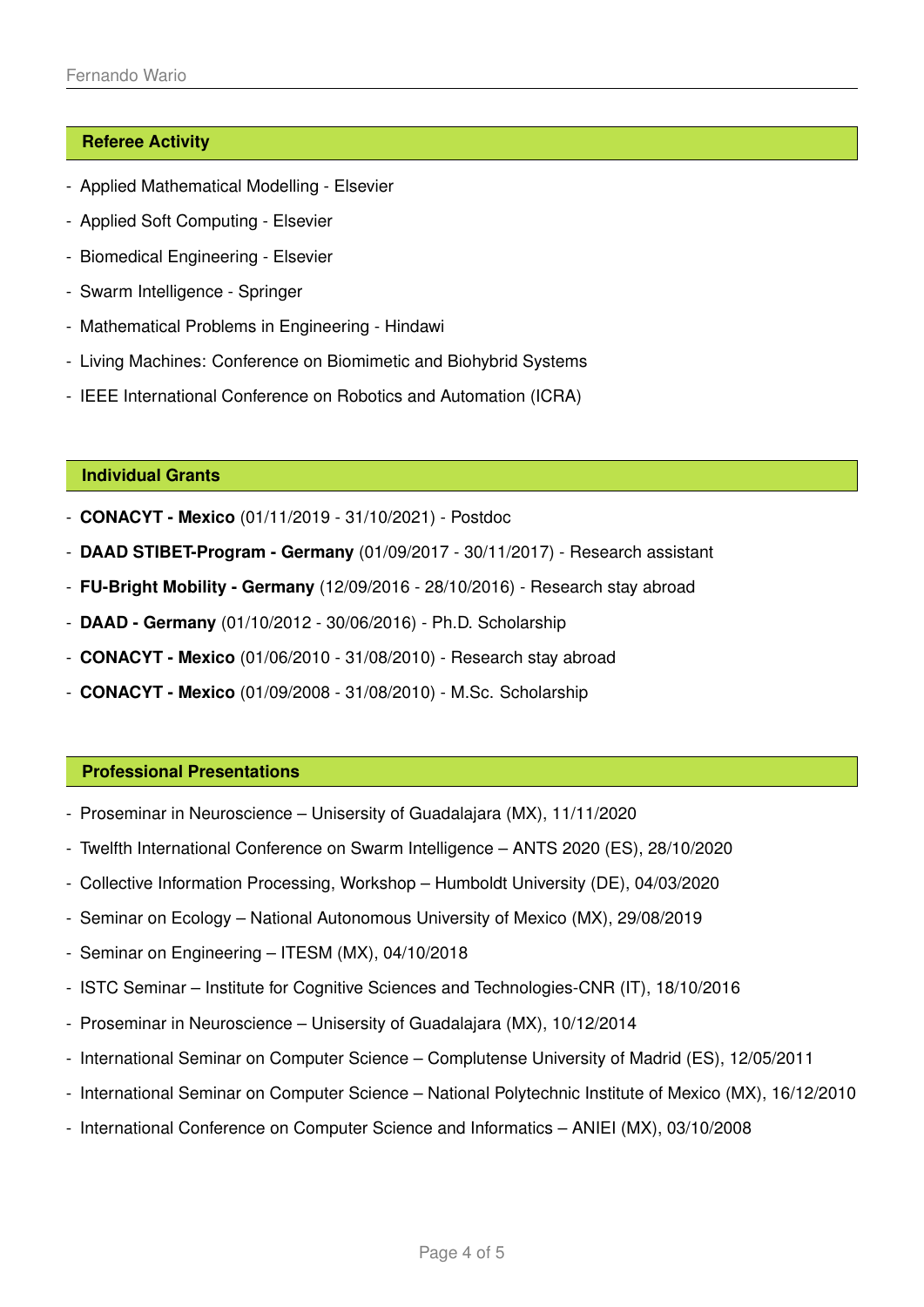## Referee Activity

- Applied Mathematical Modelling - Elsevier
- Applied Soft Computing - Elsevier
- Biomedical Engineering - Elsevier
- Swarm Intelligence - Springer
- Mathematical Problems in Engineering - Hindawi
- Living Machines: Conference on Biomimetic and Biohybrid Systems
- IEEE International Conference on Robotics and Automation (ICRA)

## Individual Grants

- **CONACYT - Mexico** (01/11/2019 - 31/10/2021) - Postdoc
- **DAAD STIBET-Program - Germany** (01/09/2017 - 30/11/2017) - Research assistant
- **FU-Bright Mobility - Germany** (12/09/2016 - 28/10/2016) - Research stay abroad
- **DAAD - Germany** (01/10/2012 - 30/06/2016) - Ph.D. Scholarship
- **CONACYT - Mexico** (01/06/2010 - 31/08/2010) - Research stay abroad
- **CONACYT - Mexico** (01/09/2008 - 31/08/2010) - M.Sc. Scholarship

## Professional Presentations

- Proseminar in Neuroscience – Unisersity of Guadalajara (MX), 11/11/2020
- Twelfth International Conference on Swarm Intelligence – ANTS 2020 (ES), 28/10/2020
- Collective Information Processing, Workshop – Humboldt University (DE), 04/03/2020
- Seminar on Ecology – National Autonomous University of Mexico (MX), 29/08/2019
- Seminar on Engineering – ITESM (MX), 04/10/2018
- ISTC Seminar – Institute for Cognitive Sciences and Technologies-CNR (IT), 18/10/2016
- Proseminar in Neuroscience – Unisersity of Guadalajara (MX), 10/12/2014
- International Seminar on Computer Science – Complutense University of Madrid (ES), 12/05/2011
- International Seminar on Computer Science – National Polytechnic Institute of Mexico (MX), 16/12/2010
- International Conference on Computer Science and Informatics – ANIEI (MX), 03/10/2008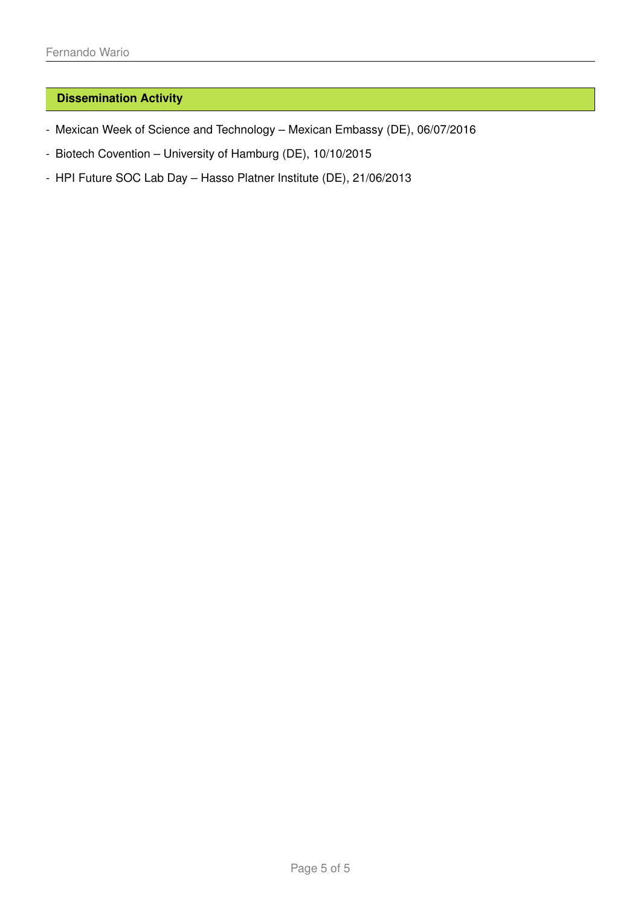## Dissemination Activity

- Mexican Week of Science and Technology – Mexican Embassy (DE), 06/07/2016
- Biotech Covention – University of Hamburg (DE), 10/10/2015
- HPI Future SOC Lab Day – Hasso Platner Institute (DE), 21/06/2013